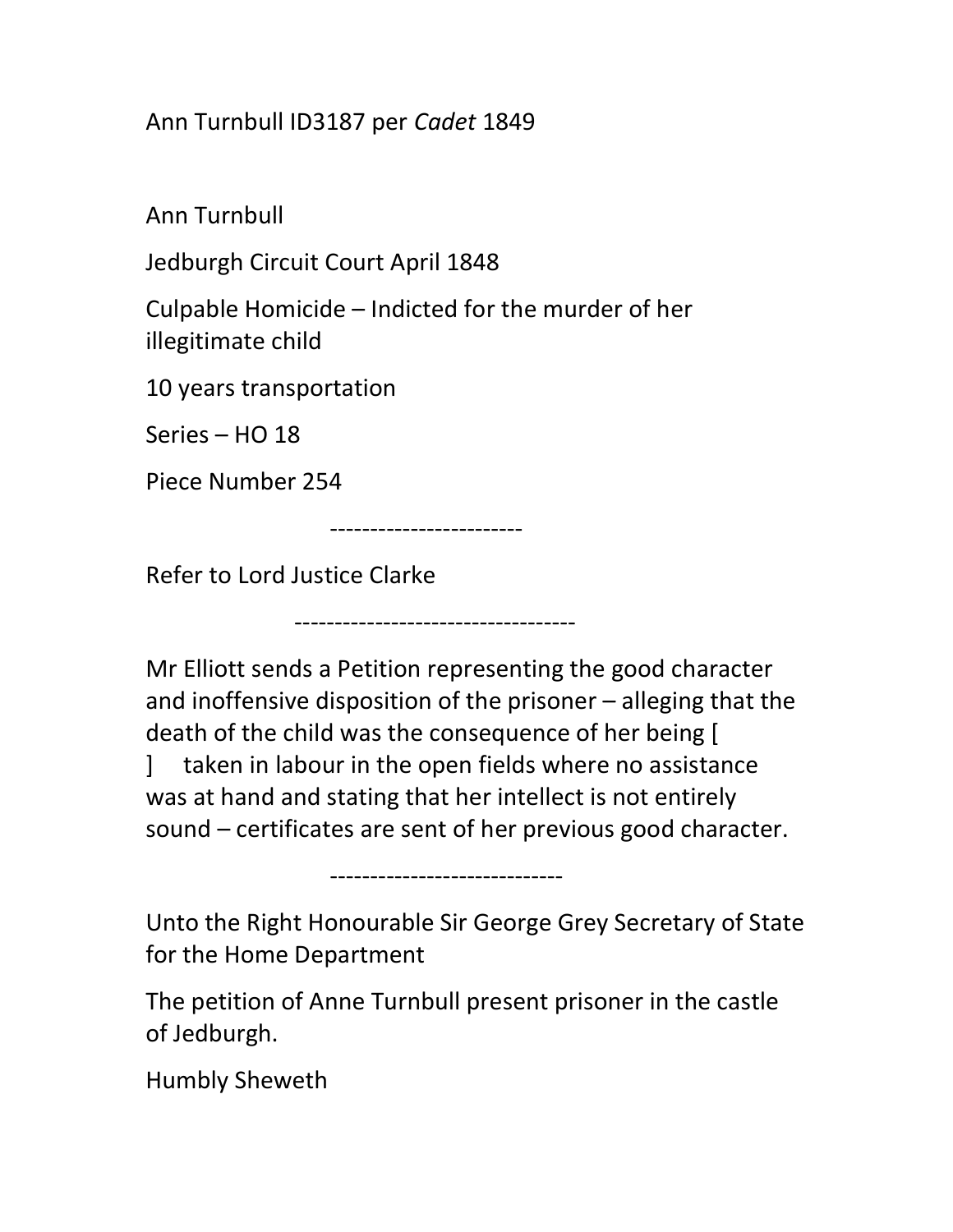Ann Turnbull ID3187 per *Cadet* 1849

Ann Turnbull

Jedburgh Circuit Court April 1848

Culpable Homicide – Indicted for the murder of her illegitimate child

10 years transportation

Series – HO 18

Piece Number 254

------------------------

Refer to Lord Justice Clarke

-----------------------------------

Mr Elliott sends a Petition representing the good character and inoffensive disposition of the prisoner – alleging that the death of the child was the consequence of her being [ ] taken in labour in the open fields where no assistance was at hand and stating that her intellect is not entirely sound – certificates are sent of her previous good character.

-----------------------------

Unto the Right Honourable Sir George Grey Secretary of State for the Home Department

The petition of Anne Turnbull present prisoner in the castle of Jedburgh.

Humbly Sheweth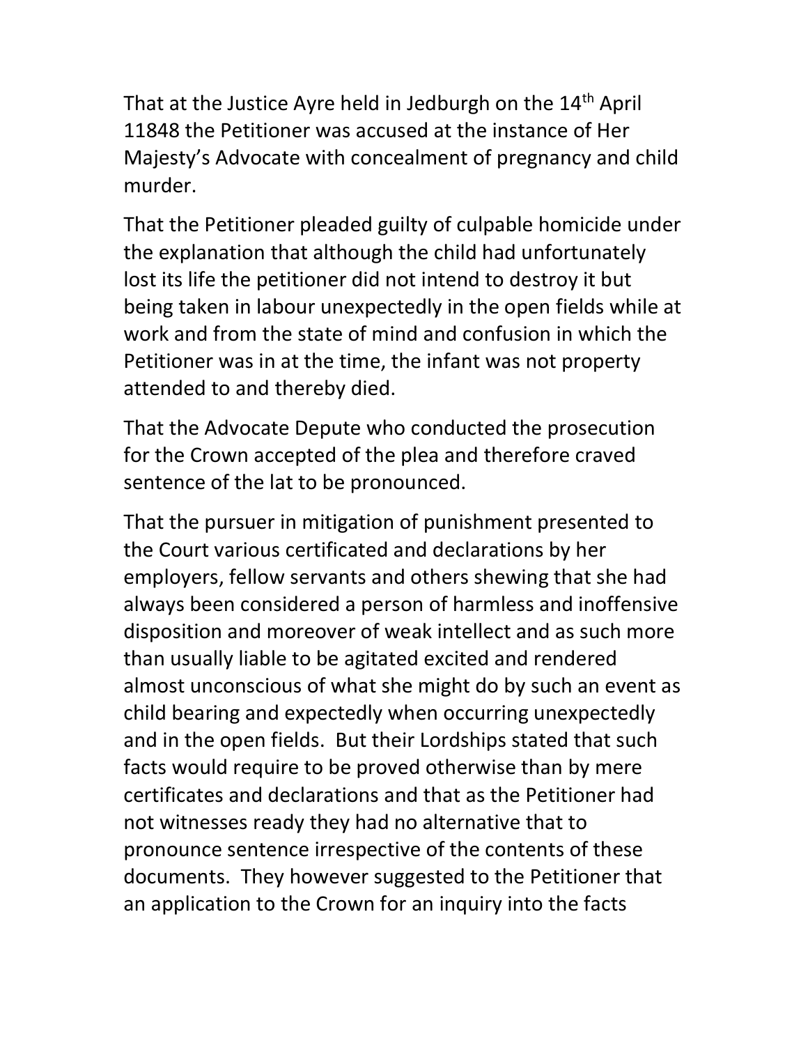That at the Justice Ayre held in Jedburgh on the 14th April 11848 the Petitioner was accused at the instance of Her Majesty's Advocate with concealment of pregnancy and child murder.

That the Petitioner pleaded guilty of culpable homicide under the explanation that although the child had unfortunately lost its life the petitioner did not intend to destroy it but being taken in labour unexpectedly in the open fields while at work and from the state of mind and confusion in which the Petitioner was in at the time, the infant was not property attended to and thereby died.

That the Advocate Depute who conducted the prosecution for the Crown accepted of the plea and therefore craved sentence of the lat to be pronounced.

That the pursuer in mitigation of punishment presented to the Court various certificated and declarations by her employers, fellow servants and others shewing that she had always been considered a person of harmless and inoffensive disposition and moreover of weak intellect and as such more than usually liable to be agitated excited and rendered almost unconscious of what she might do by such an event as child bearing and expectedly when occurring unexpectedly and in the open fields. But their Lordships stated that such facts would require to be proved otherwise than by mere certificates and declarations and that as the Petitioner had not witnesses ready they had no alternative that to pronounce sentence irrespective of the contents of these documents. They however suggested to the Petitioner that an application to the Crown for an inquiry into the facts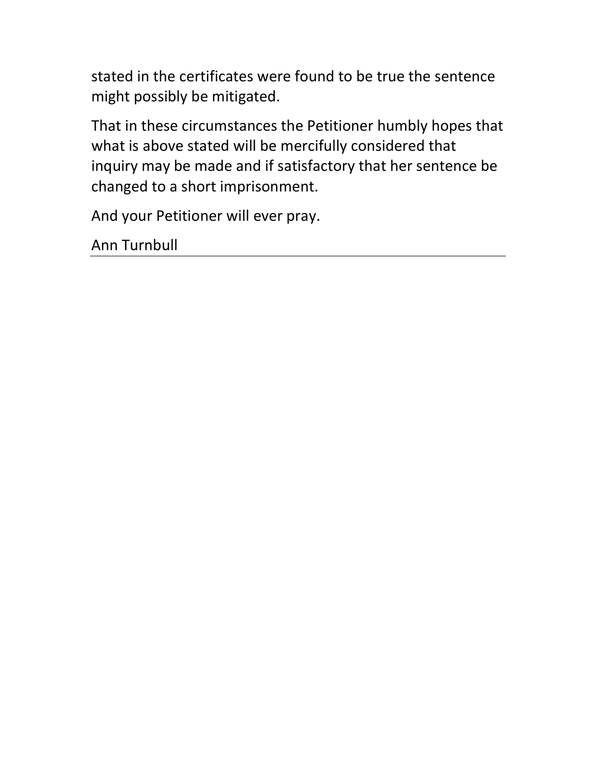stated in the certificates were found to be true the sentence might possibly be mitigated.

That in these circumstances the Petitioner humbly hopes that what is above stated will be mercifully considered that inquiry may be made and if satisfactory that her sentence be changed to a short imprisonment.

And your Petitioner will ever pray.

Ann Turnbull